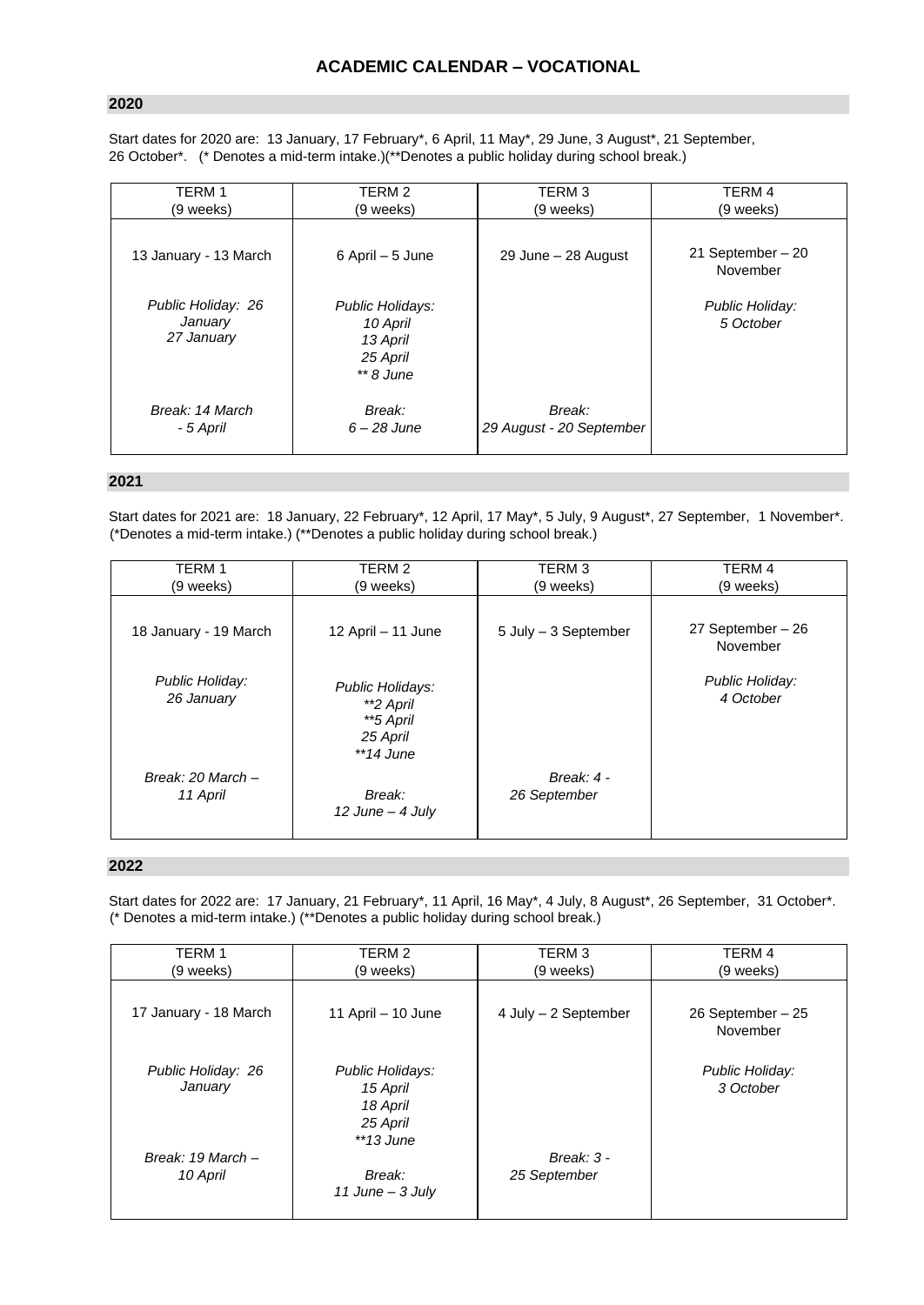# ACADEMIC CALENDAR – VOCATIONAL

## 2020

Start dates for 2020 are: 13 January, 17 February*, 6 April, 11 May*, 29 June, 3 August*, 21 September, 26 October*. (* Denotes a mid-term intake.)(**Denotes a public holiday during school break.)

| TERM 1 (9 weeks) | TERM 2 (9 weeks) | TERM 3 (9 weeks) | TERM 4 (9 weeks) |
|---|---|---|---|
| 13 January - 13 March | 6 April – 5 June | 29 June – 28 August | 21 September – 20 November |
| *Public Holiday: 26 January 27 January* | *Public Holidays: 10 April 13 April 25 April ** 8 June* | | *Public Holiday: 5 October* |
| *Break: 14 March - 5 April* | *Break: 6 – 28 June* | *Break: 29 August - 20 September* | |

## 2021

Start dates for 2021 are: 18 January, 22 February*, 12 April, 17 May*, 5 July, 9 August*, 27 September, 1 November*. (*Denotes a mid-term intake.) (**Denotes a public holiday during school break.)

| TERM 1 (9 weeks) | TERM 2 (9 weeks) | TERM 3 (9 weeks) | TERM 4 (9 weeks) |
|---|---|---|---|
| 18 January - 19 March | 12 April – 11 June | 5 July – 3 September | 27 September – 26 November |
| *Public Holiday: 26 January* | *Public Holidays: **2 April **5 April 25 April **14 June* | | *Public Holiday: 4 October* |
| *Break: 20 March – 11 April* | *Break: 12 June – 4 July* | *Break: 4 - 26 September* | |

## 2022

Start dates for 2022 are: 17 January, 21 February*, 11 April, 16 May*, 4 July, 8 August*, 26 September, 31 October*. (* Denotes a mid-term intake.) (**Denotes a public holiday during school break.)

| TERM 1 (9 weeks) | TERM 2 (9 weeks) | TERM 3 (9 weeks) | TERM 4 (9 weeks) |
|---|---|---|---|
| 17 January - 18 March | 11 April – 10 June | 4 July – 2 September | 26 September – 25 November |
| *Public Holiday: 26 January* | *Public Holidays: 15 April 18 April 25 April **13 June* | | *Public Holiday: 3 October* |
| *Break: 19 March – 10 April* | *Break: 11 June – 3 July* | *Break: 3 - 25 September* | |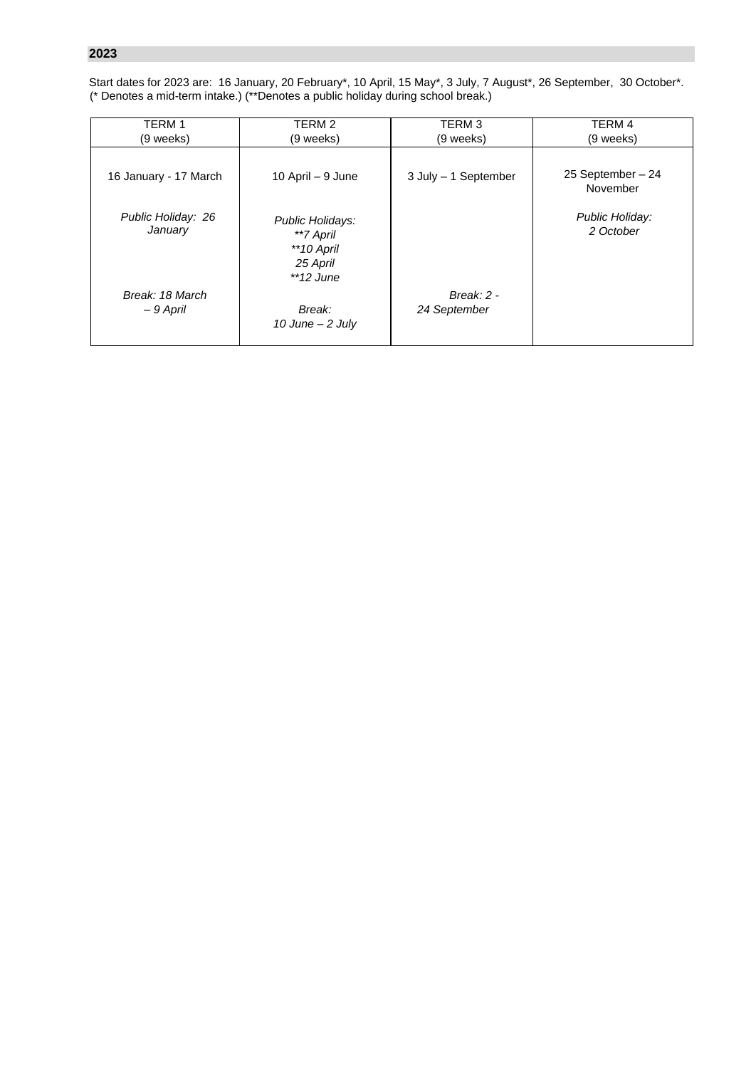**2023**

Start dates for 2023 are: 16 January, 20 February*, 10 April, 15 May*, 3 July, 7 August*, 26 September, 30 October*.
(* Denotes a mid-term intake.) (**Denotes a public holiday during school break.)

| TERM 1 (9 weeks) | TERM 2 (9 weeks) | TERM 3 (9 weeks) | TERM 4 (9 weeks) |
|---|---|---|---|
| 16 January - 17 March | 10 April – 9 June | 3 July – 1 September | 25 September – 24 November |
| *Public Holiday: 26 January* | *Public Holidays: **7 April **10 April 25 April **12 June* | | *Public Holiday: 2 October* |
| *Break: 18 March – 9 April* | *Break: 10 June – 2 July* | *Break: 2 - 24 September* | |